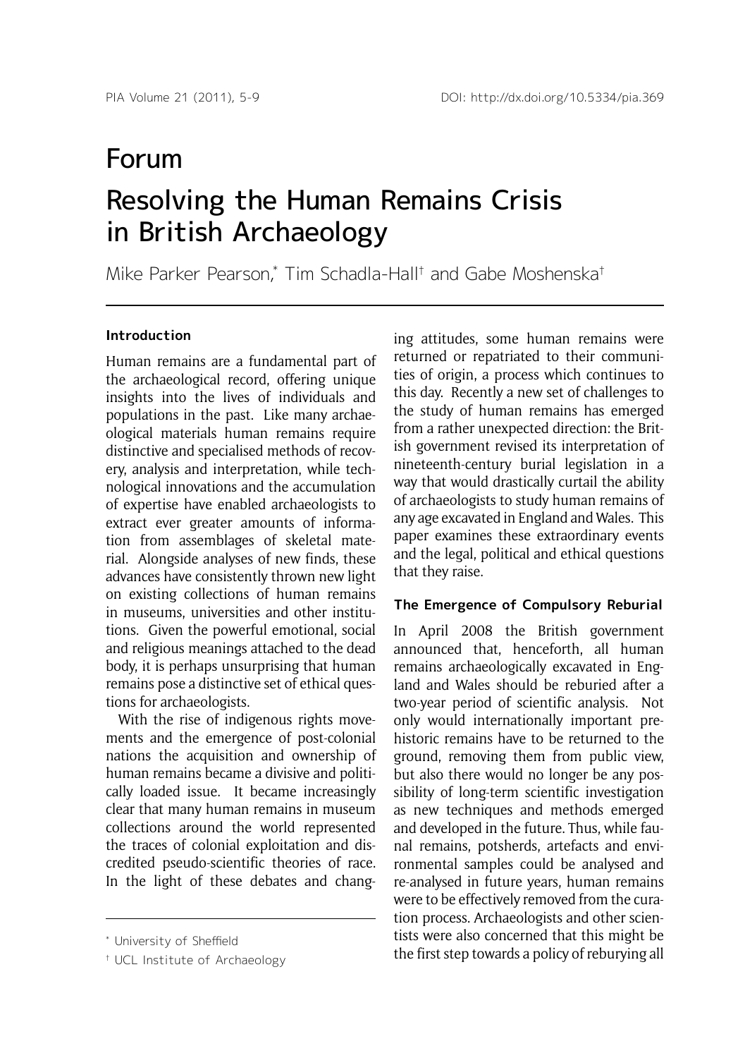# Forum

# Resolving the Human Remains Crisis in British Archaeology

Mike Parker Pearson,[*] Tim Schadla-Hall[†] and Gabe Moshenska[†]

## Introduction

Human remains are a fundamental part of the archaeological record, offering unique insights into the lives of individuals and populations in the past. Like many archaeological materials human remains require distinctive and specialised methods of recovery, analysis and interpretation, while technological innovations and the accumulation of expertise have enabled archaeologists to extract ever greater amounts of information from assemblages of skeletal material. Alongside analyses of new finds, these advances have consistently thrown new light on existing collections of human remains in museums, universities and other institutions. Given the powerful emotional, social and religious meanings attached to the dead body, it is perhaps unsurprising that human remains pose a distinctive set of ethical questions for archaeologists.

With the rise of indigenous rights movements and the emergence of post-colonial nations the acquisition and ownership of human remains became a divisive and politically loaded issue. It became increasingly clear that many human remains in museum collections around the world represented the traces of colonial exploitation and discredited pseudo-scientific theories of race. In the light of these debates and changing attitudes, some human remains were returned or repatriated to their communities of origin, a process which continues to this day. Recently a new set of challenges to the study of human remains has emerged from a rather unexpected direction: the British government revised its interpretation of nineteenth-century burial legislation in a way that would drastically curtail the ability of archaeologists to study human remains of any age excavated in England and Wales. This paper examines these extraordinary events and the legal, political and ethical questions that they raise.

## The Emergence of Compulsory Reburial

In April 2008 the British government announced that, henceforth, all human remains archaeologically excavated in England and Wales should be reburied after a two-year period of scientific analysis. Not only would internationally important prehistoric remains have to be returned to the ground, removing them from public view, but also there would no longer be any possibility of long-term scientific investigation as new techniques and methods emerged and developed in the future. Thus, while faunal remains, potsherds, artefacts and environmental samples could be analysed and re-analysed in future years, human remains were to be effectively removed from the curation process. Archaeologists and other scientists were also concerned that this might be the first step towards a policy of reburying all

---

[*] University of Sheffield

[†] UCL Institute of Archaeology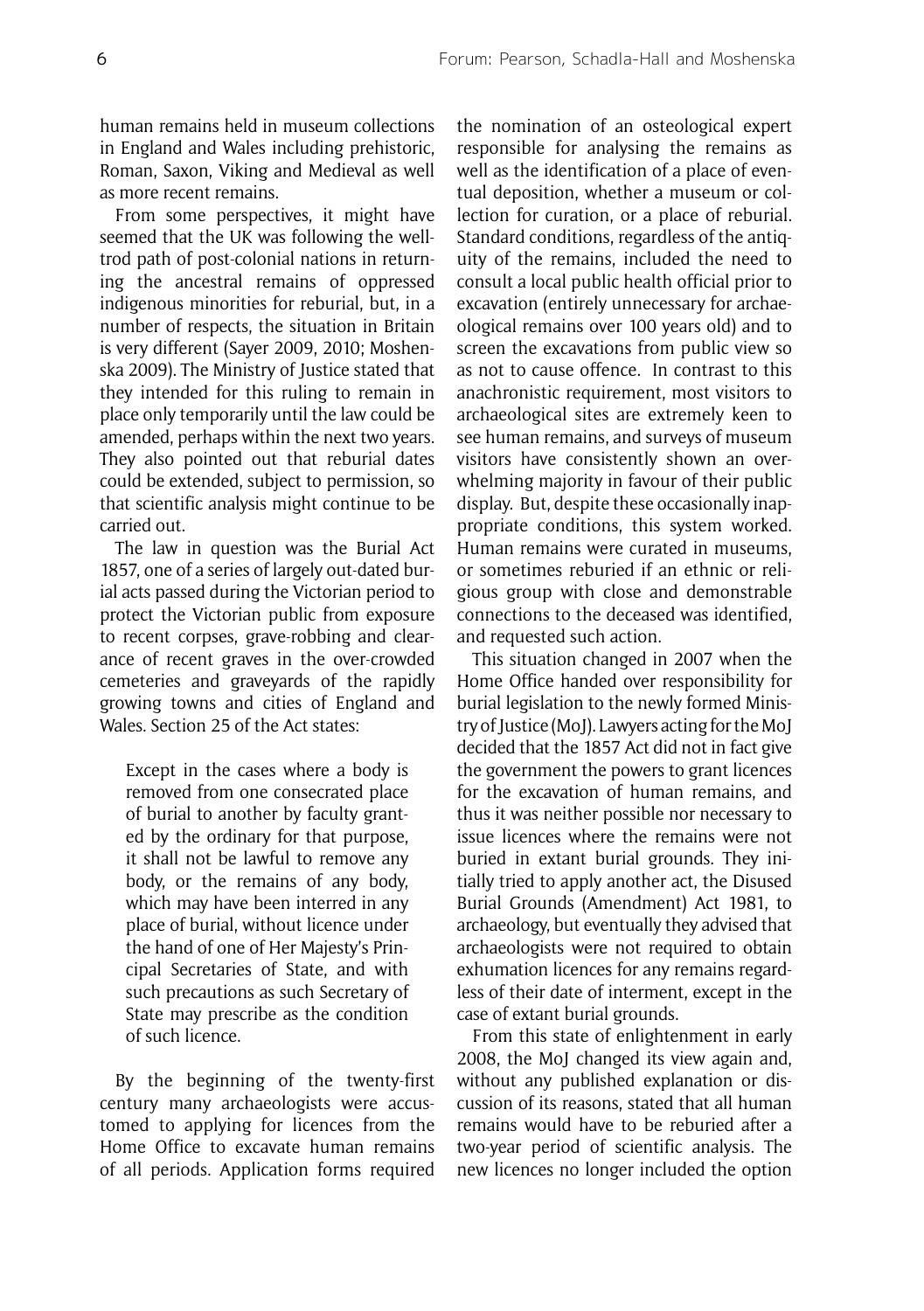human remains held in museum collections in England and Wales including prehistoric, Roman, Saxon, Viking and Medieval as well as more recent remains.

From some perspectives, it might have seemed that the UK was following the well-trod path of post-colonial nations in returning the ancestral remains of oppressed indigenous minorities for reburial, but, in a number of respects, the situation in Britain is very different (Sayer 2009, 2010; Moshenska 2009). The Ministry of Justice stated that they intended for this ruling to remain in place only temporarily until the law could be amended, perhaps within the next two years. They also pointed out that reburial dates could be extended, subject to permission, so that scientific analysis might continue to be carried out.

The law in question was the Burial Act 1857, one of a series of largely out-dated burial acts passed during the Victorian period to protect the Victorian public from exposure to recent corpses, grave-robbing and clearance of recent graves in the over-crowded cemeteries and graveyards of the rapidly growing towns and cities of England and Wales. Section 25 of the Act states:

> Except in the cases where a body is removed from one consecrated place of burial to another by faculty granted by the ordinary for that purpose, it shall not be lawful to remove any body, or the remains of any body, which may have been interred in any place of burial, without licence under the hand of one of Her Majesty's Principal Secretaries of State, and with such precautions as such Secretary of State may prescribe as the condition of such licence.

By the beginning of the twenty-first century many archaeologists were accustomed to applying for licences from the Home Office to excavate human remains of all periods. Application forms required the nomination of an osteological expert responsible for analysing the remains as well as the identification of a place of eventual deposition, whether a museum or collection for curation, or a place of reburial. Standard conditions, regardless of the antiquity of the remains, included the need to consult a local public health official prior to excavation (entirely unnecessary for archaeological remains over 100 years old) and to screen the excavations from public view so as not to cause offence. In contrast to this anachronistic requirement, most visitors to archaeological sites are extremely keen to see human remains, and surveys of museum visitors have consistently shown an overwhelming majority in favour of their public display. But, despite these occasionally inappropriate conditions, this system worked. Human remains were curated in museums, or sometimes reburied if an ethnic or religious group with close and demonstrable connections to the deceased was identified, and requested such action.

This situation changed in 2007 when the Home Office handed over responsibility for burial legislation to the newly formed Ministry of Justice (MoJ). Lawyers acting for the MoJ decided that the 1857 Act did not in fact give the government the powers to grant licences for the excavation of human remains, and thus it was neither possible nor necessary to issue licences where the remains were not buried in extant burial grounds. They initially tried to apply another act, the Disused Burial Grounds (Amendment) Act 1981, to archaeology, but eventually they advised that archaeologists were not required to obtain exhumation licences for any remains regardless of their date of interment, except in the case of extant burial grounds.

From this state of enlightenment in early 2008, the MoJ changed its view again and, without any published explanation or discussion of its reasons, stated that all human remains would have to be reburied after a two-year period of scientific analysis. The new licences no longer included the option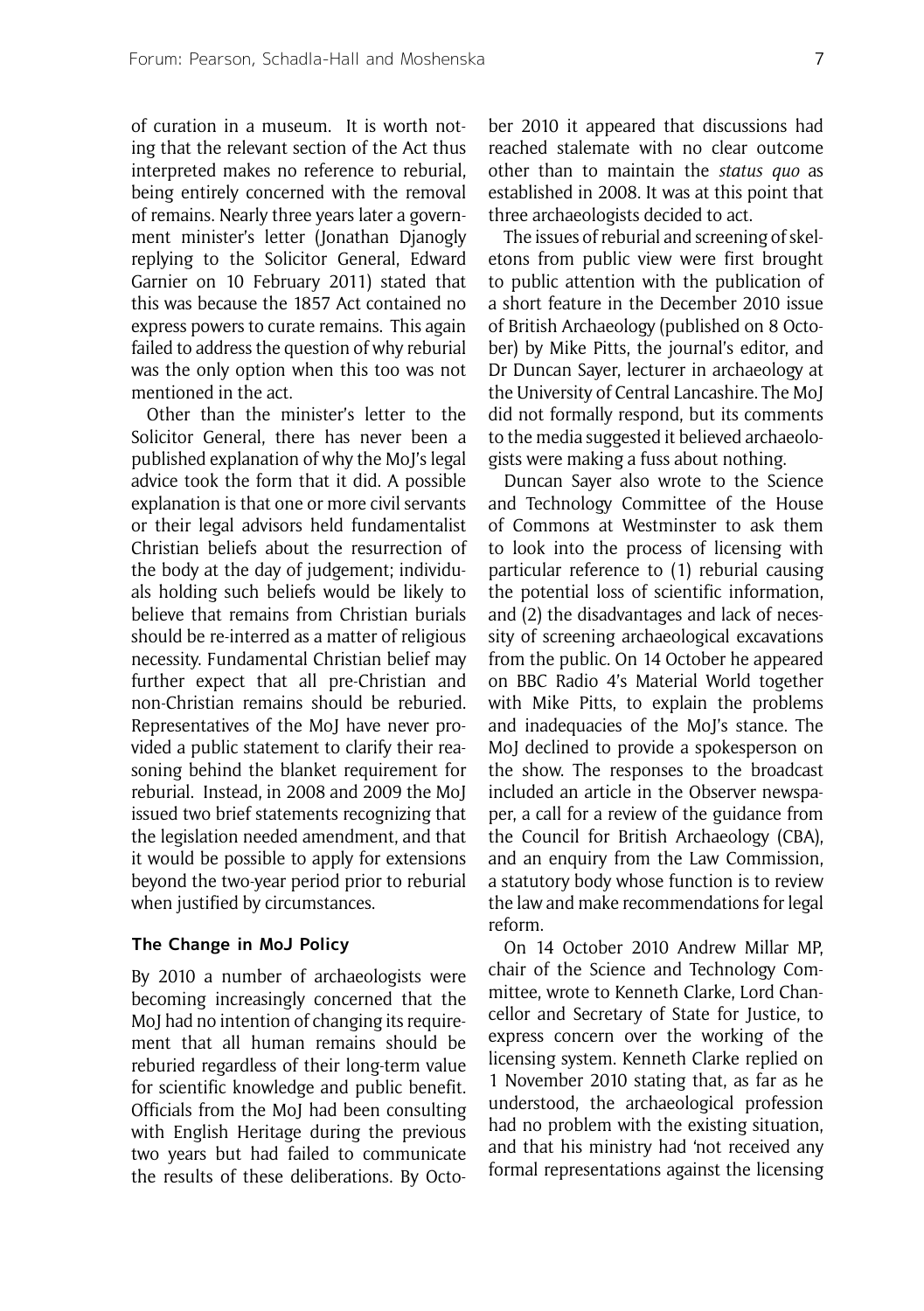of curation in a museum. It is worth noting that the relevant section of the Act thus interpreted makes no reference to reburial, being entirely concerned with the removal of remains. Nearly three years later a government minister's letter (Jonathan Djanogly replying to the Solicitor General, Edward Garnier on 10 February 2011) stated that this was because the 1857 Act contained no express powers to curate remains. This again failed to address the question of why reburial was the only option when this too was not mentioned in the act.

Other than the minister's letter to the Solicitor General, there has never been a published explanation of why the MoJ's legal advice took the form that it did. A possible explanation is that one or more civil servants or their legal advisors held fundamentalist Christian beliefs about the resurrection of the body at the day of judgement; individuals holding such beliefs would be likely to believe that remains from Christian burials should be re-interred as a matter of religious necessity. Fundamental Christian belief may further expect that all pre-Christian and non-Christian remains should be reburied. Representatives of the MoJ have never provided a public statement to clarify their reasoning behind the blanket requirement for reburial. Instead, in 2008 and 2009 the MoJ issued two brief statements recognizing that the legislation needed amendment, and that it would be possible to apply for extensions beyond the two-year period prior to reburial when justified by circumstances.

### The Change in MoJ Policy

By 2010 a number of archaeologists were becoming increasingly concerned that the MoJ had no intention of changing its requirement that all human remains should be reburied regardless of their long-term value for scientific knowledge and public benefit. Officials from the MoJ had been consulting with English Heritage during the previous two years but had failed to communicate the results of these deliberations. By October 2010 it appeared that discussions had reached stalemate with no clear outcome other than to maintain the *status quo* as established in 2008. It was at this point that three archaeologists decided to act.

The issues of reburial and screening of skeletons from public view were first brought to public attention with the publication of a short feature in the December 2010 issue of British Archaeology (published on 8 October) by Mike Pitts, the journal's editor, and Dr Duncan Sayer, lecturer in archaeology at the University of Central Lancashire. The MoJ did not formally respond, but its comments to the media suggested it believed archaeologists were making a fuss about nothing.

Duncan Sayer also wrote to the Science and Technology Committee of the House of Commons at Westminster to ask them to look into the process of licensing with particular reference to (1) reburial causing the potential loss of scientific information, and (2) the disadvantages and lack of necessity of screening archaeological excavations from the public. On 14 October he appeared on BBC Radio 4's Material World together with Mike Pitts, to explain the problems and inadequacies of the MoJ's stance. The MoJ declined to provide a spokesperson on the show. The responses to the broadcast included an article in the Observer newspaper, a call for a review of the guidance from the Council for British Archaeology (CBA), and an enquiry from the Law Commission, a statutory body whose function is to review the law and make recommendations for legal reform.

On 14 October 2010 Andrew Millar MP, chair of the Science and Technology Committee, wrote to Kenneth Clarke, Lord Chancellor and Secretary of State for Justice, to express concern over the working of the licensing system. Kenneth Clarke replied on 1 November 2010 stating that, as far as he understood, the archaeological profession had no problem with the existing situation, and that his ministry had 'not received any formal representations against the licensing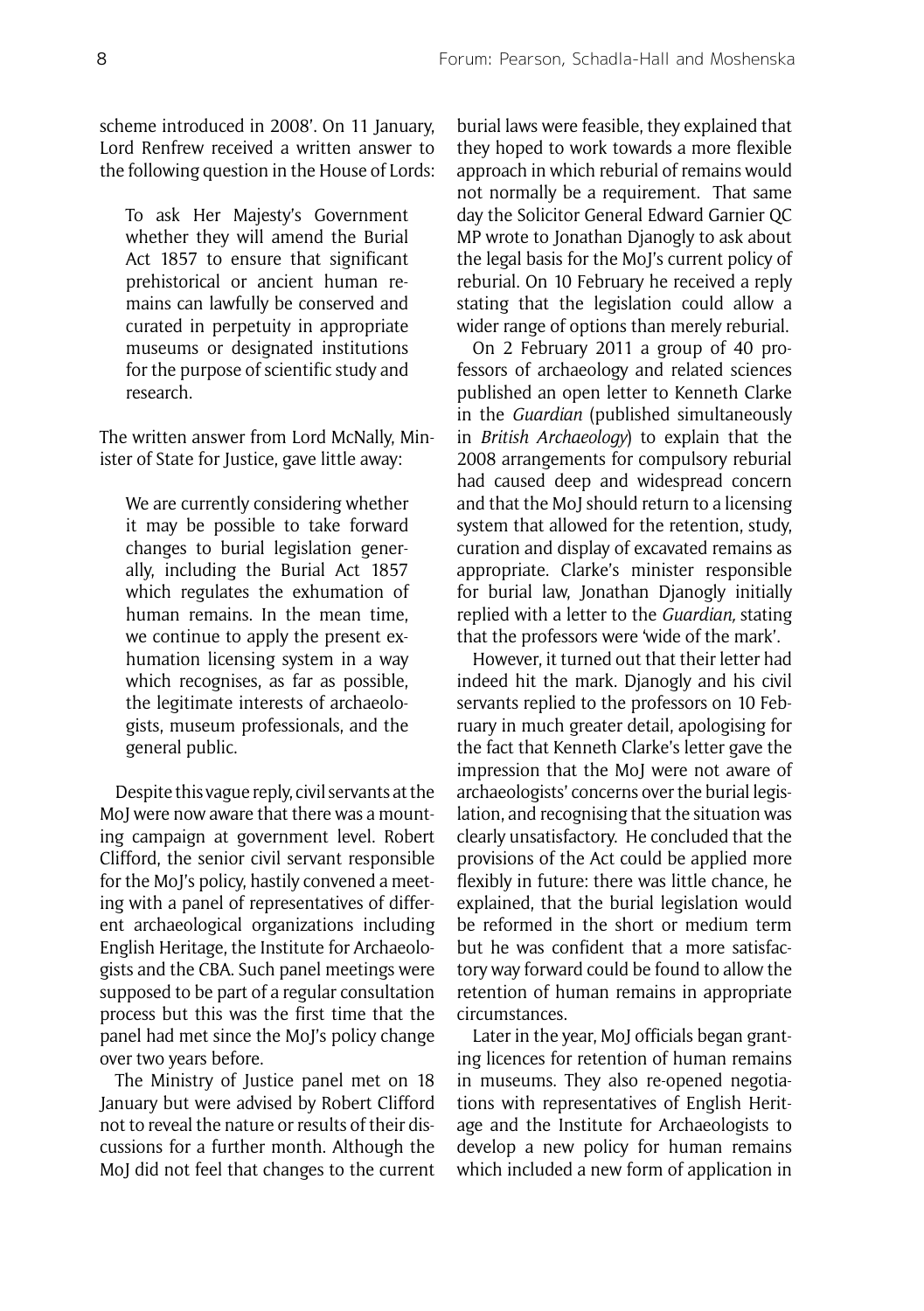scheme introduced in 2008'. On 11 January, Lord Renfrew received a written answer to the following question in the House of Lords:

> To ask Her Majesty's Government whether they will amend the Burial Act 1857 to ensure that significant prehistorical or ancient human remains can lawfully be conserved and curated in perpetuity in appropriate museums or designated institutions for the purpose of scientific study and research.

The written answer from Lord McNally, Minister of State for Justice, gave little away:

> We are currently considering whether it may be possible to take forward changes to burial legislation generally, including the Burial Act 1857 which regulates the exhumation of human remains. In the mean time, we continue to apply the present exhumation licensing system in a way which recognises, as far as possible, the legitimate interests of archaeologists, museum professionals, and the general public.

Despite this vague reply, civil servants at the MoJ were now aware that there was a mounting campaign at government level. Robert Clifford, the senior civil servant responsible for the MoJ's policy, hastily convened a meeting with a panel of representatives of different archaeological organizations including English Heritage, the Institute for Archaeologists and the CBA. Such panel meetings were supposed to be part of a regular consultation process but this was the first time that the panel had met since the MoJ's policy change over two years before.

The Ministry of Justice panel met on 18 January but were advised by Robert Clifford not to reveal the nature or results of their discussions for a further month. Although the MoJ did not feel that changes to the current burial laws were feasible, they explained that they hoped to work towards a more flexible approach in which reburial of remains would not normally be a requirement. That same day the Solicitor General Edward Garnier QC MP wrote to Jonathan Djanogly to ask about the legal basis for the MoJ's current policy of reburial. On 10 February he received a reply stating that the legislation could allow a wider range of options than merely reburial.

On 2 February 2011 a group of 40 professors of archaeology and related sciences published an open letter to Kenneth Clarke in the *Guardian* (published simultaneously in *British Archaeology*) to explain that the 2008 arrangements for compulsory reburial had caused deep and widespread concern and that the MoJ should return to a licensing system that allowed for the retention, study, curation and display of excavated remains as appropriate. Clarke's minister responsible for burial law, Jonathan Djanogly initially replied with a letter to the *Guardian,* stating that the professors were 'wide of the mark'.

However, it turned out that their letter had indeed hit the mark. Djanogly and his civil servants replied to the professors on 10 February in much greater detail, apologising for the fact that Kenneth Clarke's letter gave the impression that the MoJ were not aware of archaeologists' concerns over the burial legislation, and recognising that the situation was clearly unsatisfactory. He concluded that the provisions of the Act could be applied more flexibly in future: there was little chance, he explained, that the burial legislation would be reformed in the short or medium term but he was confident that a more satisfactory way forward could be found to allow the retention of human remains in appropriate circumstances.

Later in the year, MoJ officials began granting licences for retention of human remains in museums. They also re-opened negotiations with representatives of English Heritage and the Institute for Archaeologists to develop a new policy for human remains which included a new form of application in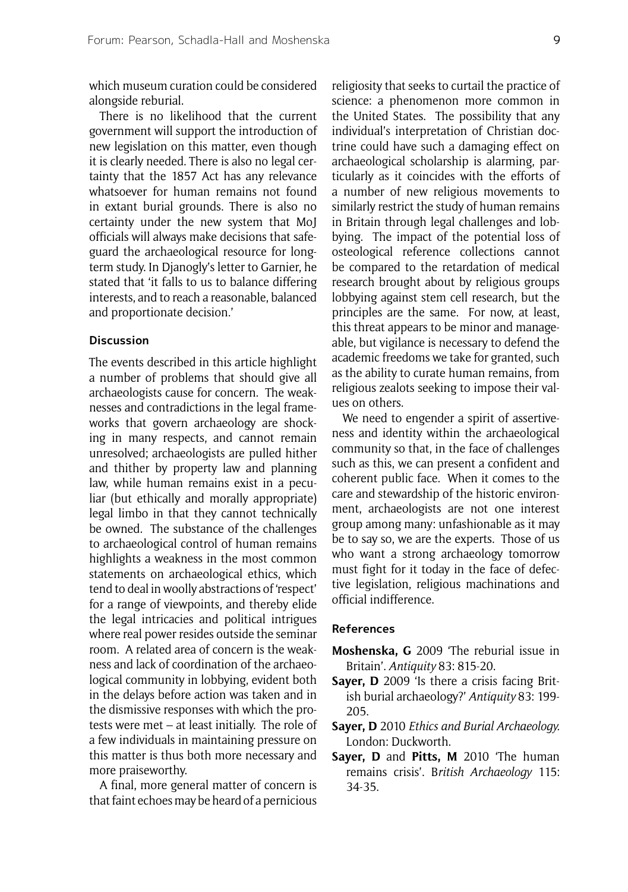which museum curation could be considered alongside reburial.

There is no likelihood that the current government will support the introduction of new legislation on this matter, even though it is clearly needed. There is also no legal certainty that the 1857 Act has any relevance whatsoever for human remains not found in extant burial grounds. There is also no certainty under the new system that MoJ officials will always make decisions that safeguard the archaeological resource for long-term study. In Djanogly's letter to Garnier, he stated that 'it falls to us to balance differing interests, and to reach a reasonable, balanced and proportionate decision.'

### Discussion

The events described in this article highlight a number of problems that should give all archaeologists cause for concern. The weaknesses and contradictions in the legal frameworks that govern archaeology are shocking in many respects, and cannot remain unresolved; archaeologists are pulled hither and thither by property law and planning law, while human remains exist in a peculiar (but ethically and morally appropriate) legal limbo in that they cannot technically be owned. The substance of the challenges to archaeological control of human remains highlights a weakness in the most common statements on archaeological ethics, which tend to deal in woolly abstractions of 'respect' for a range of viewpoints, and thereby elide the legal intricacies and political intrigues where real power resides outside the seminar room. A related area of concern is the weakness and lack of coordination of the archaeological community in lobbying, evident both in the delays before action was taken and in the dismissive responses with which the protests were met – at least initially. The role of a few individuals in maintaining pressure on this matter is thus both more necessary and more praiseworthy.

A final, more general matter of concern is that faint echoes may be heard of a pernicious religiosity that seeks to curtail the practice of science: a phenomenon more common in the United States. The possibility that any individual's interpretation of Christian doctrine could have such a damaging effect on archaeological scholarship is alarming, particularly as it coincides with the efforts of a number of new religious movements to similarly restrict the study of human remains in Britain through legal challenges and lobbying. The impact of the potential loss of osteological reference collections cannot be compared to the retardation of medical research brought about by religious groups lobbying against stem cell research, but the principles are the same. For now, at least, this threat appears to be minor and manageable, but vigilance is necessary to defend the academic freedoms we take for granted, such as the ability to curate human remains, from religious zealots seeking to impose their values on others.

We need to engender a spirit of assertiveness and identity within the archaeological community so that, in the face of challenges such as this, we can present a confident and coherent public face. When it comes to the care and stewardship of the historic environment, archaeologists are not one interest group among many: unfashionable as it may be to say so, we are the experts. Those of us who want a strong archaeology tomorrow must fight for it today in the face of defective legislation, religious machinations and official indifference.

### References

**Moshenska, G** 2009 'The reburial issue in Britain'. *Antiquity* 83: 815-20.

**Sayer, D** 2009 'Is there a crisis facing British burial archaeology?' *Antiquity* 83: 199-205.

**Sayer, D** 2010 *Ethics and Burial Archaeology.* London: Duckworth.

**Sayer, D** and **Pitts, M** 2010 'The human remains crisis'. *British Archaeology* 115: 34-35.